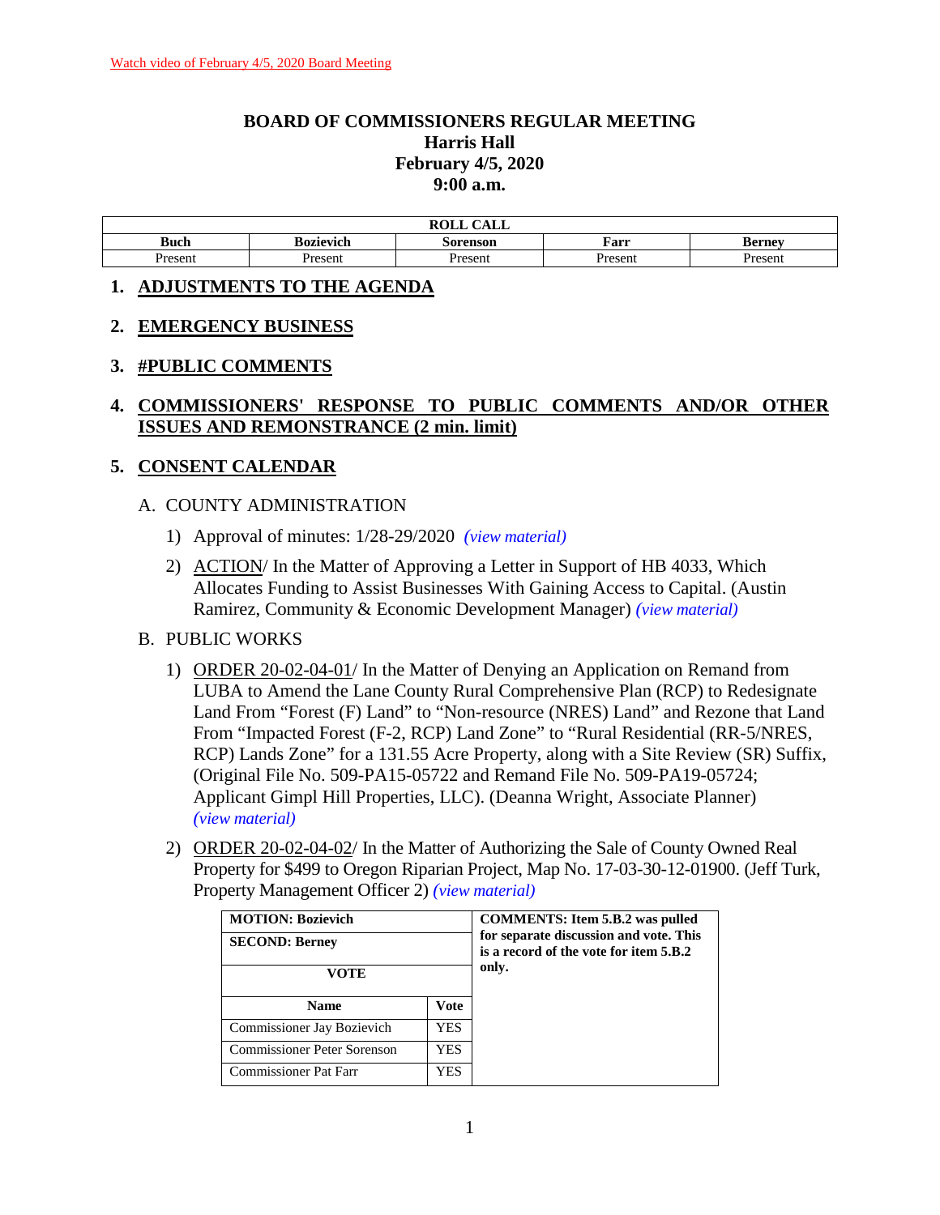Watch video of February 4/5, 2020 Board Meeting

# BOARD OF COMMISSIONERS REGULAR MEETING
## Harris Hall
## February 4/5, 2020
## 9:00 a.m.

| ROLL CALL | | | | |
|---|---|---|---|---|
| **Buch** | **Bozievich** | **Sorenson** | **Farr** | **Berney** |
| Present | Present | Present | Present | Present |

## 1. ADJUSTMENTS TO THE AGENDA

## 2. EMERGENCY BUSINESS

## 3. #PUBLIC COMMENTS

## 4. COMMISSIONERS' RESPONSE TO PUBLIC COMMENTS AND/OR OTHER ISSUES AND REMONSTRANCE (2 min. limit)

## 5. CONSENT CALENDAR

A. COUNTY ADMINISTRATION

1) Approval of minutes: 1/28-29/2020 *(view material)*

2) ACTION/ In the Matter of Approving a Letter in Support of HB 4033, Which Allocates Funding to Assist Businesses With Gaining Access to Capital. (Austin Ramirez, Community & Economic Development Manager) *(view material)*

B. PUBLIC WORKS

1) ORDER 20-02-04-01/ In the Matter of Denying an Application on Remand from LUBA to Amend the Lane County Rural Comprehensive Plan (RCP) to Redesignate Land From "Forest (F) Land" to "Non-resource (NRES) Land" and Rezone that Land From "Impacted Forest (F-2, RCP) Land Zone" to "Rural Residential (RR-5/NRES, RCP) Lands Zone" for a 131.55 Acre Property, along with a Site Review (SR) Suffix, (Original File No. 509-PA15-05722 and Remand File No. 509-PA19-05724; Applicant Gimpl Hill Properties, LLC). (Deanna Wright, Associate Planner) *(view material)*

2) ORDER 20-02-04-02/ In the Matter of Authorizing the Sale of County Owned Real Property for $499 to Oregon Riparian Project, Map No. 17-03-30-12-01900. (Jeff Turk, Property Management Officer 2) *(view material)*

| **MOTION: Bozievich** | | **COMMENTS: Item 5.B.2 was pulled for separate discussion and vote. This is a record of the vote for item 5.B.2 only.** |
|---|---|---|
| **SECOND: Berney** | | |
| **VOTE** | | |
| **Name** | **Vote** | |
| Commissioner Jay Bozievich | YES | |
| Commissioner Peter Sorenson | YES | |
| Commissioner Pat Farr | YES | |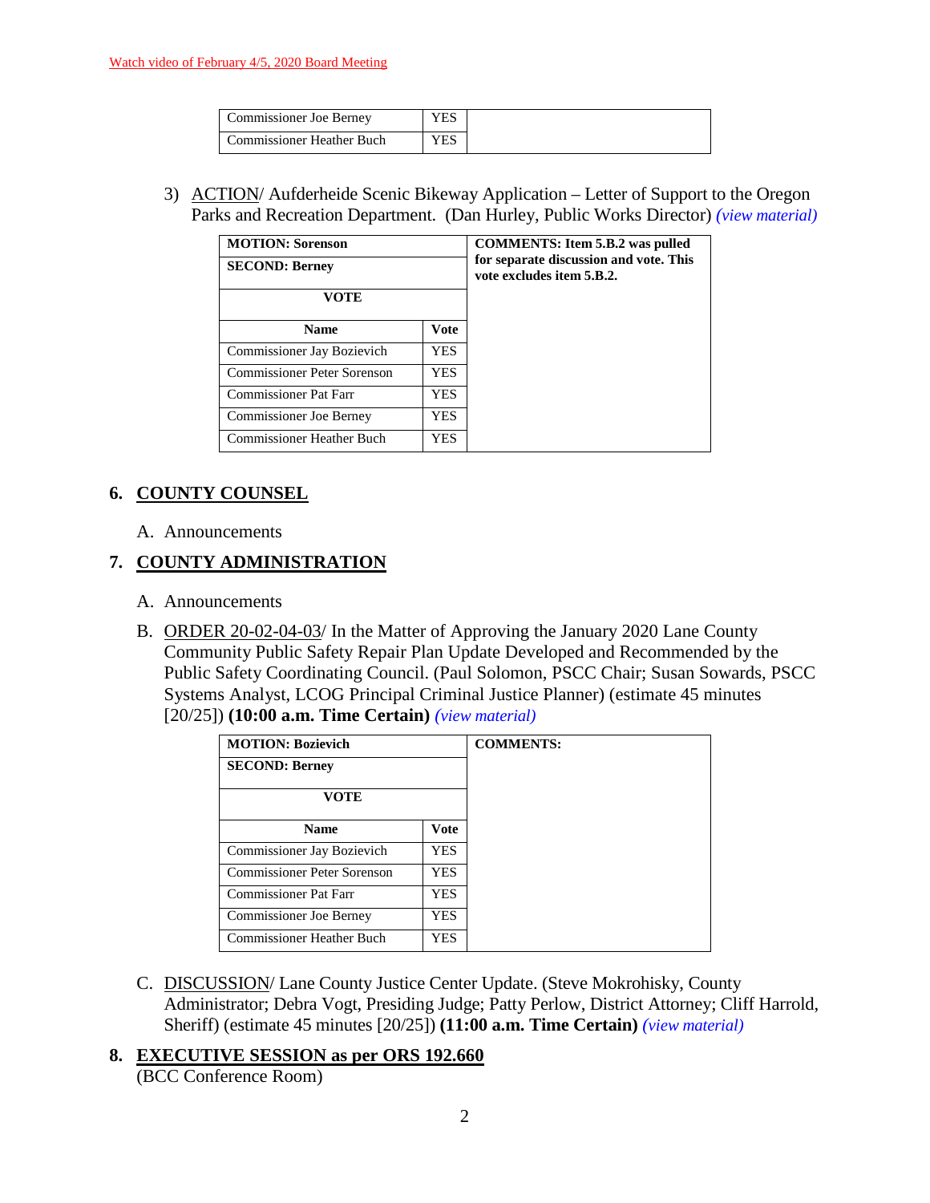[Watch video of February 4/5, 2020 Board Meeting]

| | | |
|---|---|---|
| Commissioner Joe Berney | YES | |
| Commissioner Heather Buch | YES | |

3) ACTION/ Aufderheide Scenic Bikeway Application – Letter of Support to the Oregon Parks and Recreation Department. (Dan Hurley, Public Works Director) *(view material)*

| MOTION: Sorenson | | COMMENTS: Item 5.B.2 was pulled for separate discussion and vote. This vote excludes item 5.B.2. |
|---|---|---|
| **SECOND: Berney** | | |
| **VOTE** | | |
| **Name** | **Vote** | |
| Commissioner Jay Bozievich | YES | |
| Commissioner Peter Sorenson | YES | |
| Commissioner Pat Farr | YES | |
| Commissioner Joe Berney | YES | |
| Commissioner Heather Buch | YES | |

## 6. COUNTY COUNSEL

A. Announcements

## 7. COUNTY ADMINISTRATION

A. Announcements

B. ORDER 20-02-04-03/ In the Matter of Approving the January 2020 Lane County Community Public Safety Repair Plan Update Developed and Recommended by the Public Safety Coordinating Council. (Paul Solomon, PSCC Chair; Susan Sowards, PSCC Systems Analyst, LCOG Principal Criminal Justice Planner) (estimate 45 minutes [20/25]) **(10:00 a.m. Time Certain)** *(view material)*

| MOTION: Bozievich | | COMMENTS: |
|---|---|---|
| **SECOND: Berney** | | |
| **VOTE** | | |
| **Name** | **Vote** | |
| Commissioner Jay Bozievich | YES | |
| Commissioner Peter Sorenson | YES | |
| Commissioner Pat Farr | YES | |
| Commissioner Joe Berney | YES | |
| Commissioner Heather Buch | YES | |

C. DISCUSSION/ Lane County Justice Center Update. (Steve Mokrohisky, County Administrator; Debra Vogt, Presiding Judge; Patty Perlow, District Attorney; Cliff Harrold, Sheriff) (estimate 45 minutes [20/25]) **(11:00 a.m. Time Certain)** *(view material)*

## 8. EXECUTIVE SESSION as per ORS 192.660

(BCC Conference Room)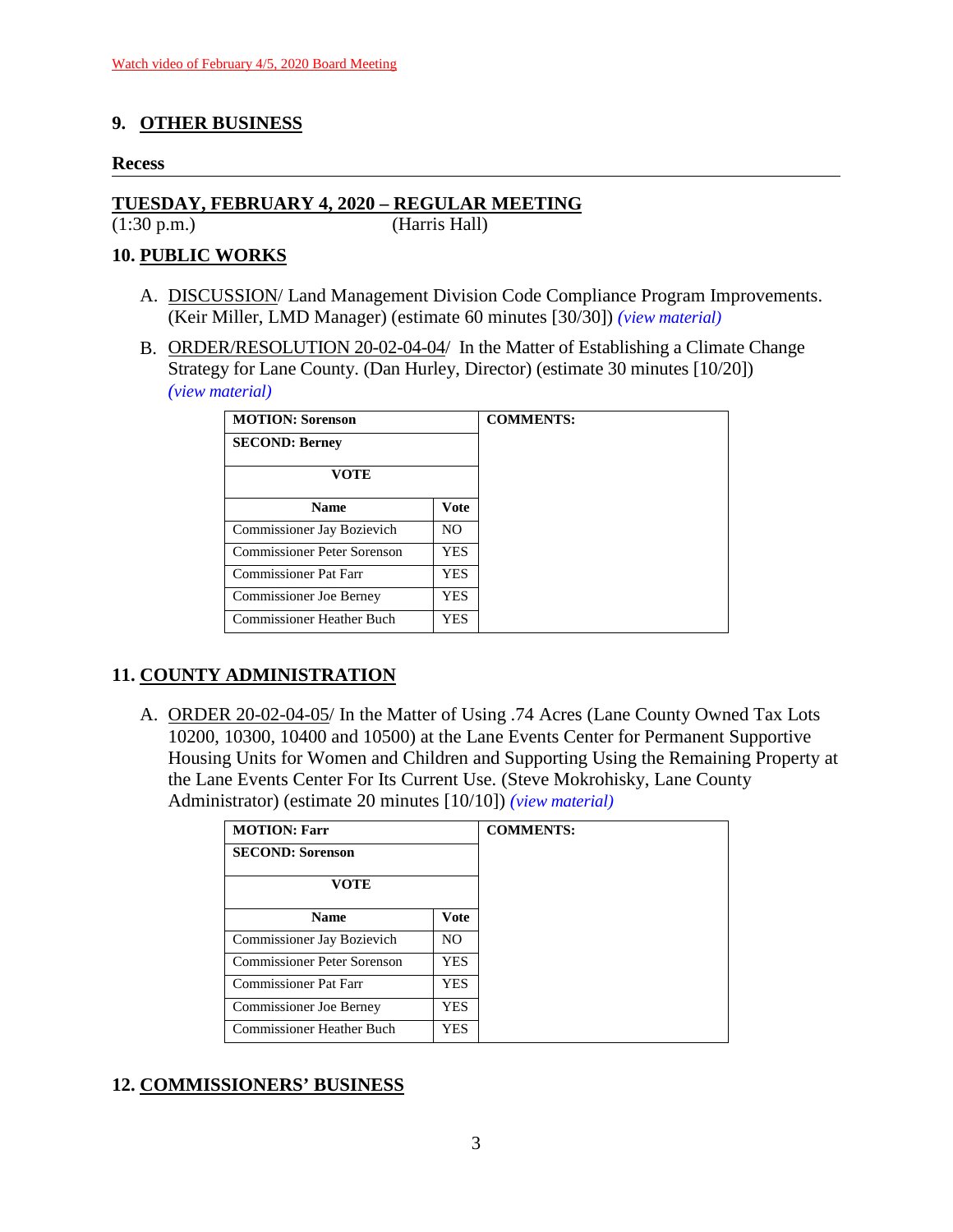Watch video of February 4/5, 2020 Board Meeting

## 9. OTHER BUSINESS

**Recess**

---

## TUESDAY, FEBRUARY 4, 2020 – REGULAR MEETING

(1:30 p.m.) (Harris Hall)

## 10. PUBLIC WORKS

A. DISCUSSION/ Land Management Division Code Compliance Program Improvements. (Keir Miller, LMD Manager) (estimate 60 minutes [30/30]) *(view material)*

B. ORDER/RESOLUTION 20-02-04-04/ In the Matter of Establishing a Climate Change Strategy for Lane County. (Dan Hurley, Director) (estimate 30 minutes [10/20]) *(view material)*

| **MOTION: Sorenson** | | **COMMENTS:** |
|---|---|---|
| **SECOND: Berney** | | |
| **VOTE** | | |
| **Name** | **Vote** | |
| Commissioner Jay Bozievich | NO | |
| Commissioner Peter Sorenson | YES | |
| Commissioner Pat Farr | YES | |
| Commissioner Joe Berney | YES | |
| Commissioner Heather Buch | YES | |

## 11. COUNTY ADMINISTRATION

A. ORDER 20-02-04-05/ In the Matter of Using .74 Acres (Lane County Owned Tax Lots 10200, 10300, 10400 and 10500) at the Lane Events Center for Permanent Supportive Housing Units for Women and Children and Supporting Using the Remaining Property at the Lane Events Center For Its Current Use. (Steve Mokrohisky, Lane County Administrator) (estimate 20 minutes [10/10]) *(view material)*

| **MOTION: Farr** | | **COMMENTS:** |
|---|---|---|
| **SECOND: Sorenson** | | |
| **VOTE** | | |
| **Name** | **Vote** | |
| Commissioner Jay Bozievich | NO | |
| Commissioner Peter Sorenson | YES | |
| Commissioner Pat Farr | YES | |
| Commissioner Joe Berney | YES | |
| Commissioner Heather Buch | YES | |

## 12. COMMISSIONERS' BUSINESS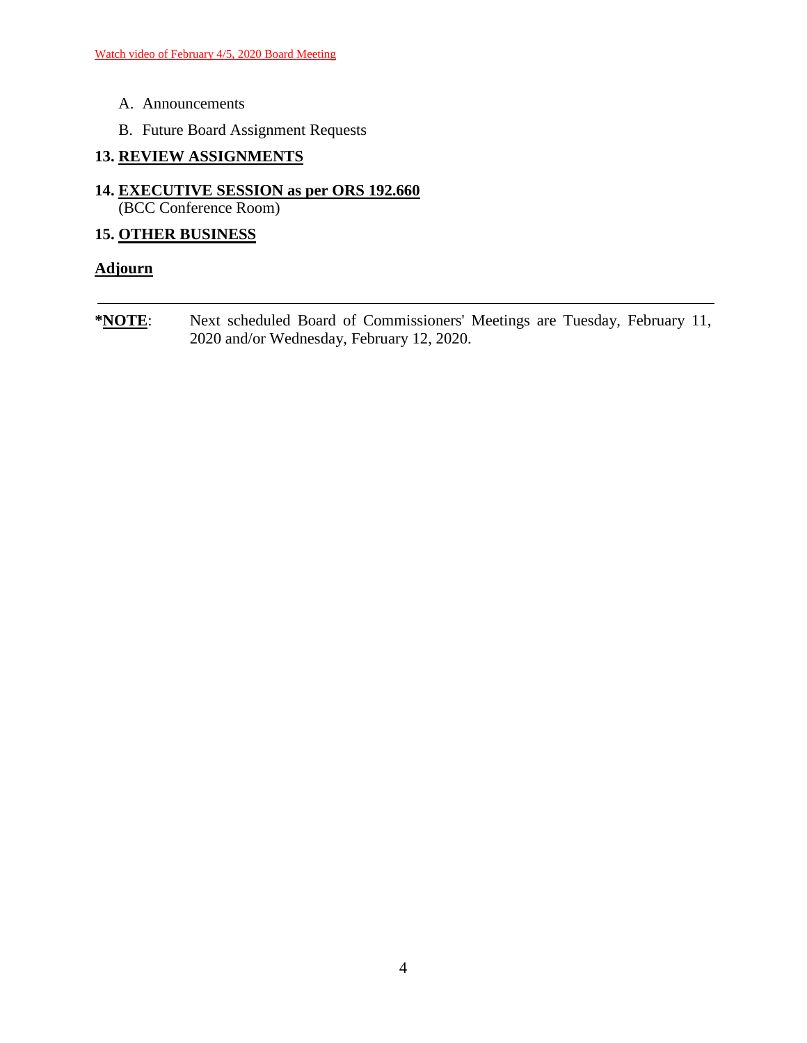Watch video of February 4/5, 2020 Board Meeting

A. Announcements

B. Future Board Assignment Requests

**13. REVIEW ASSIGNMENTS**

**14. EXECUTIVE SESSION as per ORS 192.660**
(BCC Conference Room)

**15. OTHER BUSINESS**

**Adjourn**

---

***NOTE**: Next scheduled Board of Commissioners' Meetings are Tuesday, February 11, 2020 and/or Wednesday, February 12, 2020.